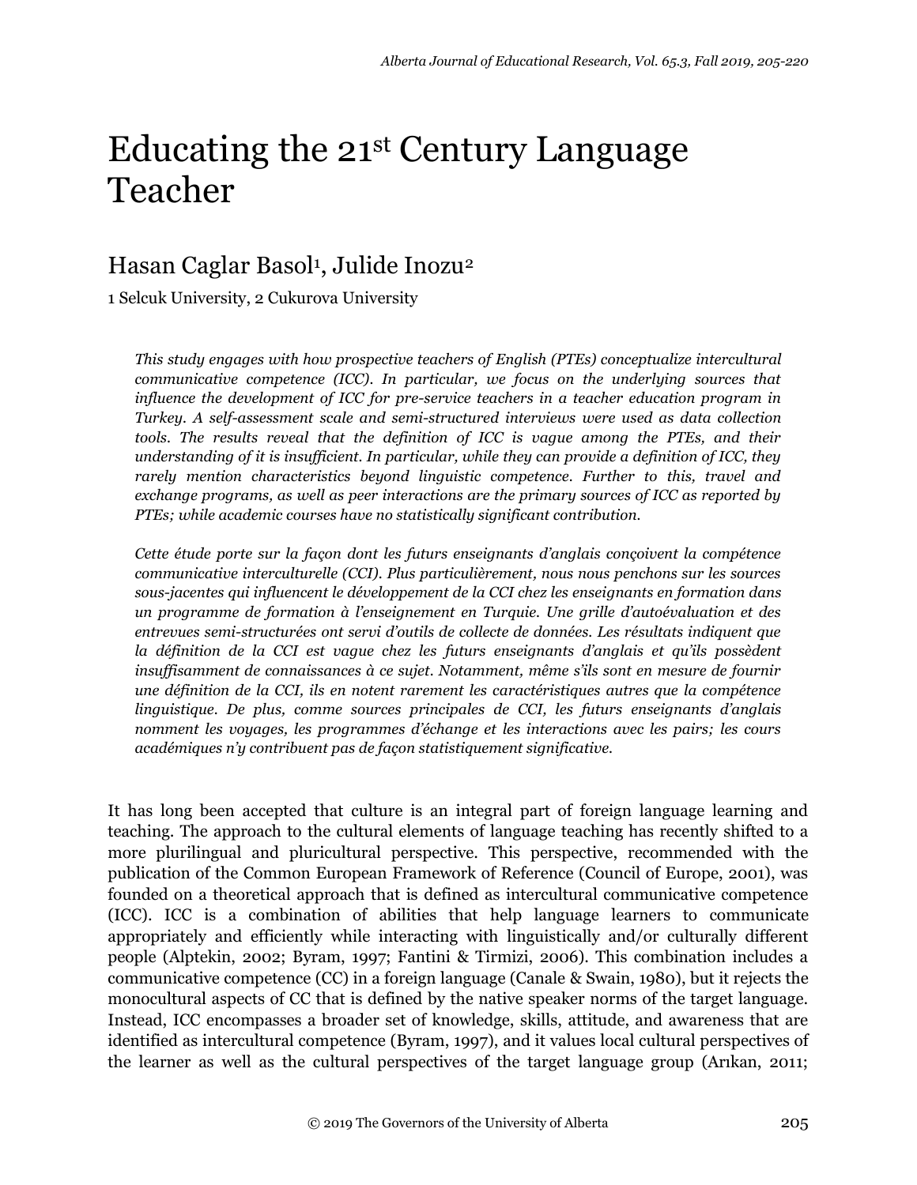// Educating the 21st Century Language Teacher

# Educating the 21st Century Language Teacher

## Hasan Caglar Basol[1], Julide Inozu[2]

1 Selcuk University, 2 Cukurova University

*This study engages with how prospective teachers of English (PTEs) conceptualize intercultural communicative competence (ICC). In particular, we focus on the underlying sources that influence the development of ICC for pre-service teachers in a teacher education program in Turkey. A self-assessment scale and semi-structured interviews were used as data collection tools. The results reveal that the definition of ICC is vague among the PTEs, and their understanding of it is insufficient. In particular, while they can provide a definition of ICC, they rarely mention characteristics beyond linguistic competence. Further to this, travel and exchange programs, as well as peer interactions are the primary sources of ICC as reported by PTEs; while academic courses have no statistically significant contribution.*

*Cette étude porte sur la façon dont les futurs enseignants d'anglais conçoivent la compétence communicative interculturelle (CCI). Plus particulièrement, nous nous penchons sur les sources sous-jacentes qui influencent le développement de la CCI chez les enseignants en formation dans un programme de formation à l'enseignement en Turquie. Une grille d'autoévaluation et des entrevues semi-structurées ont servi d'outils de collecte de données. Les résultats indiquent que la définition de la CCI est vague chez les futurs enseignants d'anglais et qu'ils possèdent insuffisamment de connaissances à ce sujet. Notamment, même s'ils sont en mesure de fournir une définition de la CCI, ils en notent rarement les caractéristiques autres que la compétence linguistique. De plus, comme sources principales de CCI, les futurs enseignants d'anglais nomment les voyages, les programmes d'échange et les interactions avec les pairs; les cours académiques n'y contribuent pas de façon statistiquement significative.*

It has long been accepted that culture is an integral part of foreign language learning and teaching. The approach to the cultural elements of language teaching has recently shifted to a more plurilingual and pluricultural perspective. This perspective, recommended with the publication of the Common European Framework of Reference (Council of Europe, 2001), was founded on a theoretical approach that is defined as intercultural communicative competence (ICC). ICC is a combination of abilities that help language learners to communicate appropriately and efficiently while interacting with linguistically and/or culturally different people (Alptekin, 2002; Byram, 1997; Fantini & Tirmizi, 2006). This combination includes a communicative competence (CC) in a foreign language (Canale & Swain, 1980), but it rejects the monocultural aspects of CC that is defined by the native speaker norms of the target language. Instead, ICC encompasses a broader set of knowledge, skills, attitude, and awareness that are identified as intercultural competence (Byram, 1997), and it values local cultural perspectives of the learner as well as the cultural perspectives of the target language group (Arıkan, 2011;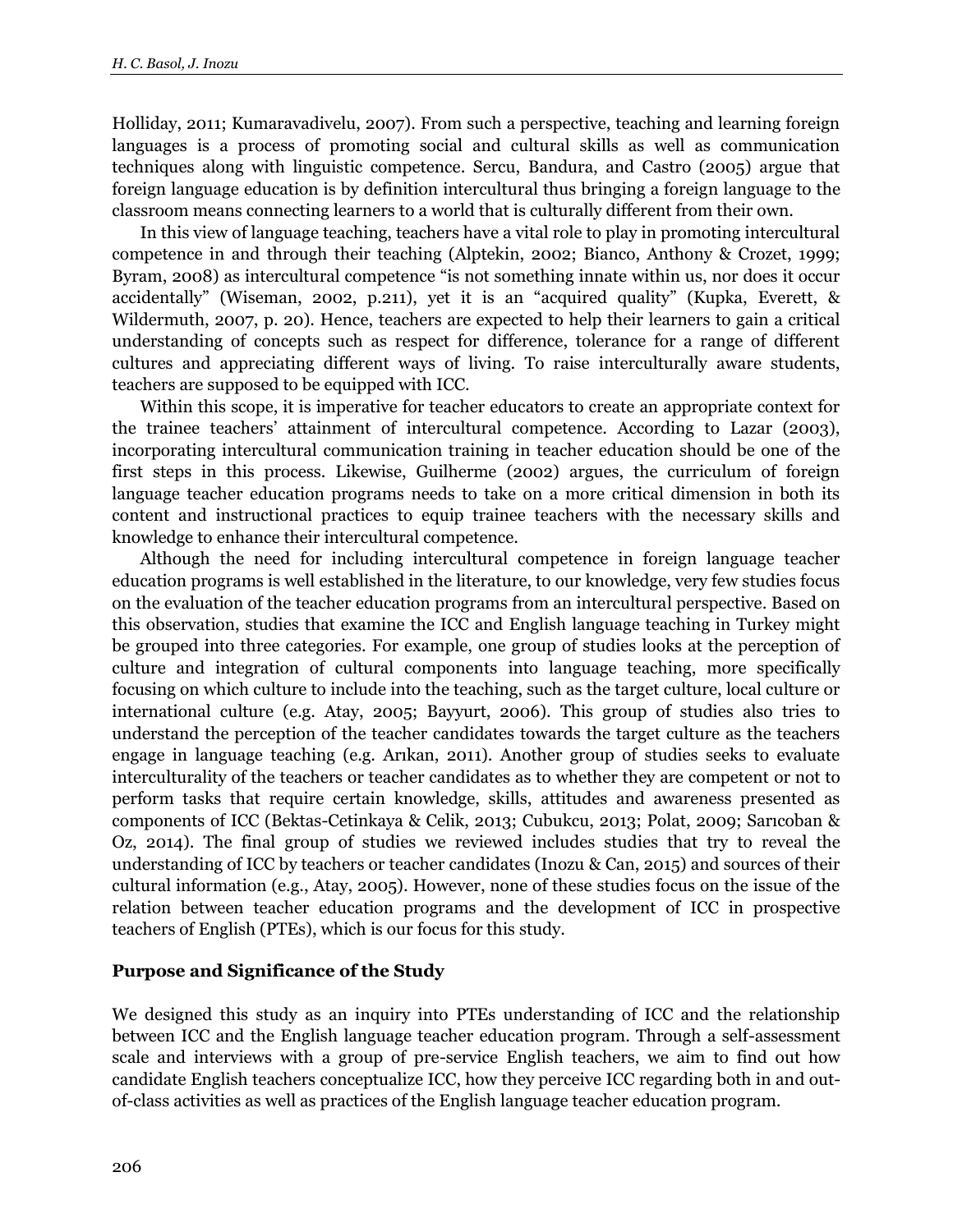Holliday, 2011; Kumaravadivelu, 2007). From such a perspective, teaching and learning foreign languages is a process of promoting social and cultural skills as well as communication techniques along with linguistic competence. Sercu, Bandura, and Castro (2005) argue that foreign language education is by definition intercultural thus bringing a foreign language to the classroom means connecting learners to a world that is culturally different from their own.

In this view of language teaching, teachers have a vital role to play in promoting intercultural competence in and through their teaching (Alptekin, 2002; Bianco, Anthony & Crozet, 1999; Byram, 2008) as intercultural competence "is not something innate within us, nor does it occur accidentally" (Wiseman, 2002, p.211), yet it is an "acquired quality" (Kupka, Everett, & Wildermuth, 2007, p. 20). Hence, teachers are expected to help their learners to gain a critical understanding of concepts such as respect for difference, tolerance for a range of different cultures and appreciating different ways of living. To raise interculturally aware students, teachers are supposed to be equipped with ICC.

Within this scope, it is imperative for teacher educators to create an appropriate context for the trainee teachers' attainment of intercultural competence. According to Lazar (2003), incorporating intercultural communication training in teacher education should be one of the first steps in this process. Likewise, Guilherme (2002) argues, the curriculum of foreign language teacher education programs needs to take on a more critical dimension in both its content and instructional practices to equip trainee teachers with the necessary skills and knowledge to enhance their intercultural competence.

Although the need for including intercultural competence in foreign language teacher education programs is well established in the literature, to our knowledge, very few studies focus on the evaluation of the teacher education programs from an intercultural perspective. Based on this observation, studies that examine the ICC and English language teaching in Turkey might be grouped into three categories. For example, one group of studies looks at the perception of culture and integration of cultural components into language teaching, more specifically focusing on which culture to include into the teaching, such as the target culture, local culture or international culture (e.g. Atay, 2005; Bayyurt, 2006). This group of studies also tries to understand the perception of the teacher candidates towards the target culture as the teachers engage in language teaching (e.g. Arıkan, 2011). Another group of studies seeks to evaluate interculturality of the teachers or teacher candidates as to whether they are competent or not to perform tasks that require certain knowledge, skills, attitudes and awareness presented as components of ICC (Bektas-Cetinkaya & Celik, 2013; Cubukcu, 2013; Polat, 2009; Sarıcoban & Oz, 2014). The final group of studies we reviewed includes studies that try to reveal the understanding of ICC by teachers or teacher candidates (Inozu & Can, 2015) and sources of their cultural information (e.g., Atay, 2005). However, none of these studies focus on the issue of the relation between teacher education programs and the development of ICC in prospective teachers of English (PTEs), which is our focus for this study.

### Purpose and Significance of the Study

We designed this study as an inquiry into PTEs understanding of ICC and the relationship between ICC and the English language teacher education program. Through a self-assessment scale and interviews with a group of pre-service English teachers, we aim to find out how candidate English teachers conceptualize ICC, how they perceive ICC regarding both in and out-of-class activities as well as practices of the English language teacher education program.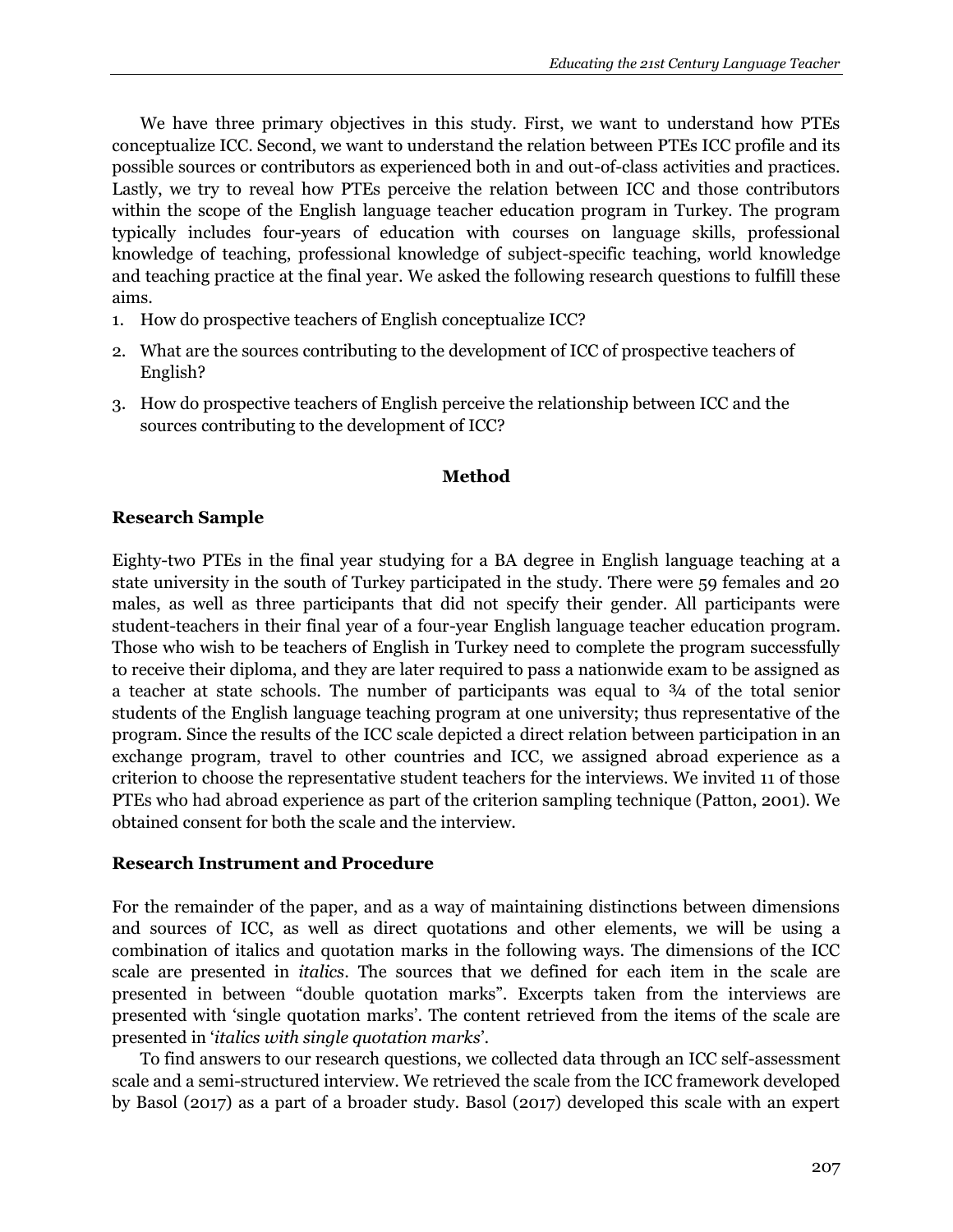We have three primary objectives in this study. First, we want to understand how PTEs conceptualize ICC. Second, we want to understand the relation between PTEs ICC profile and its possible sources or contributors as experienced both in and out-of-class activities and practices. Lastly, we try to reveal how PTEs perceive the relation between ICC and those contributors within the scope of the English language teacher education program in Turkey. The program typically includes four-years of education with courses on language skills, professional knowledge of teaching, professional knowledge of subject-specific teaching, world knowledge and teaching practice at the final year. We asked the following research questions to fulfill these aims.

1. How do prospective teachers of English conceptualize ICC?
2. What are the sources contributing to the development of ICC of prospective teachers of English?
3. How do prospective teachers of English perceive the relationship between ICC and the sources contributing to the development of ICC?

## Method

### Research Sample

Eighty-two PTEs in the final year studying for a BA degree in English language teaching at a state university in the south of Turkey participated in the study. There were 59 females and 20 males, as well as three participants that did not specify their gender. All participants were student-teachers in their final year of a four-year English language teacher education program. Those who wish to be teachers of English in Turkey need to complete the program successfully to receive their diploma, and they are later required to pass a nationwide exam to be assigned as a teacher at state schools. The number of participants was equal to ¾ of the total senior students of the English language teaching program at one university; thus representative of the program. Since the results of the ICC scale depicted a direct relation between participation in an exchange program, travel to other countries and ICC, we assigned abroad experience as a criterion to choose the representative student teachers for the interviews. We invited 11 of those PTEs who had abroad experience as part of the criterion sampling technique (Patton, 2001). We obtained consent for both the scale and the interview.

### Research Instrument and Procedure

For the remainder of the paper, and as a way of maintaining distinctions between dimensions and sources of ICC, as well as direct quotations and other elements, we will be using a combination of italics and quotation marks in the following ways. The dimensions of the ICC scale are presented in *italics*. The sources that we defined for each item in the scale are presented in between "double quotation marks". Excerpts taken from the interviews are presented with 'single quotation marks'. The content retrieved from the items of the scale are presented in '*italics with single quotation marks*'.

To find answers to our research questions, we collected data through an ICC self-assessment scale and a semi-structured interview. We retrieved the scale from the ICC framework developed by Basol (2017) as a part of a broader study. Basol (2017) developed this scale with an expert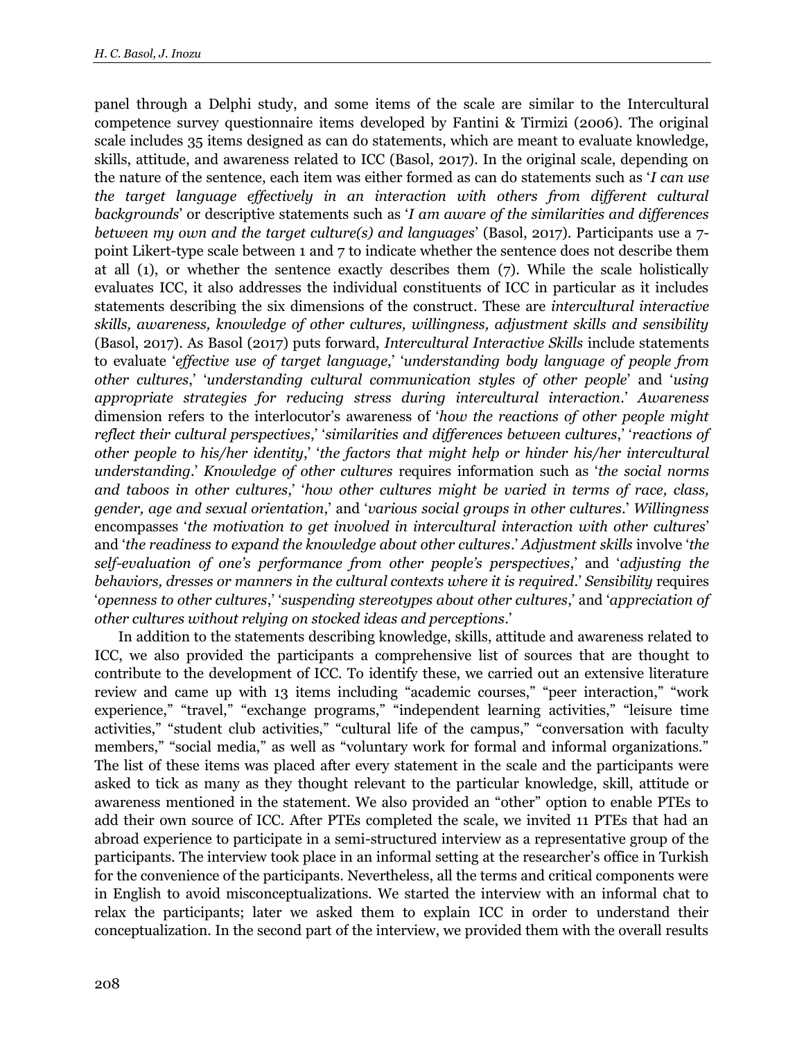panel through a Delphi study, and some items of the scale are similar to the Intercultural competence survey questionnaire items developed by Fantini & Tirmizi (2006). The original scale includes 35 items designed as can do statements, which are meant to evaluate knowledge, skills, attitude, and awareness related to ICC (Basol, 2017). In the original scale, depending on the nature of the sentence, each item was either formed as can do statements such as '*I can use the target language effectively in an interaction with others from different cultural backgrounds*' or descriptive statements such as '*I am aware of the similarities and differences between my own and the target culture(s) and languages*' (Basol, 2017). Participants use a 7-point Likert-type scale between 1 and 7 to indicate whether the sentence does not describe them at all (1), or whether the sentence exactly describes them (7). While the scale holistically evaluates ICC, it also addresses the individual constituents of ICC in particular as it includes statements describing the six dimensions of the construct. These are *intercultural interactive skills, awareness, knowledge of other cultures, willingness, adjustment skills and sensibility* (Basol, 2017). As Basol (2017) puts forward, *Intercultural Interactive Skills* include statements to evaluate '*effective use of target language*,' '*understanding body language of people from other cultures*,' '*understanding cultural communication styles of other people*' and '*using appropriate strategies for reducing stress during intercultural interaction*.' *Awareness* dimension refers to the interlocutor's awareness of '*how the reactions of other people might reflect their cultural perspectives*,' '*similarities and differences between cultures*,' '*reactions of other people to his/her identity*,' '*the factors that might help or hinder his/her intercultural understanding*.' *Knowledge of other cultures* requires information such as '*the social norms and taboos in other cultures*,' '*how other cultures might be varied in terms of race, class, gender, age and sexual orientation*,' and '*various social groups in other cultures*.' *Willingness* encompasses '*the motivation to get involved in intercultural interaction with other cultures*' and '*the readiness to expand the knowledge about other cultures*.' *Adjustment skills* involve '*the self-evaluation of one's performance from other people's perspectives*,' and '*adjusting the behaviors, dresses or manners in the cultural contexts where it is required*.' *Sensibility* requires '*openness to other cultures*,' '*suspending stereotypes about other cultures*,' and '*appreciation of other cultures without relying on stocked ideas and perceptions*.'

In addition to the statements describing knowledge, skills, attitude and awareness related to ICC, we also provided the participants a comprehensive list of sources that are thought to contribute to the development of ICC. To identify these, we carried out an extensive literature review and came up with 13 items including "academic courses," "peer interaction," "work experience," "travel," "exchange programs," "independent learning activities," "leisure time activities," "student club activities," "cultural life of the campus," "conversation with faculty members," "social media," as well as "voluntary work for formal and informal organizations." The list of these items was placed after every statement in the scale and the participants were asked to tick as many as they thought relevant to the particular knowledge, skill, attitude or awareness mentioned in the statement. We also provided an "other" option to enable PTEs to add their own source of ICC. After PTEs completed the scale, we invited 11 PTEs that had an abroad experience to participate in a semi-structured interview as a representative group of the participants. The interview took place in an informal setting at the researcher's office in Turkish for the convenience of the participants. Nevertheless, all the terms and critical components were in English to avoid misconceptualizations. We started the interview with an informal chat to relax the participants; later we asked them to explain ICC in order to understand their conceptualization. In the second part of the interview, we provided them with the overall results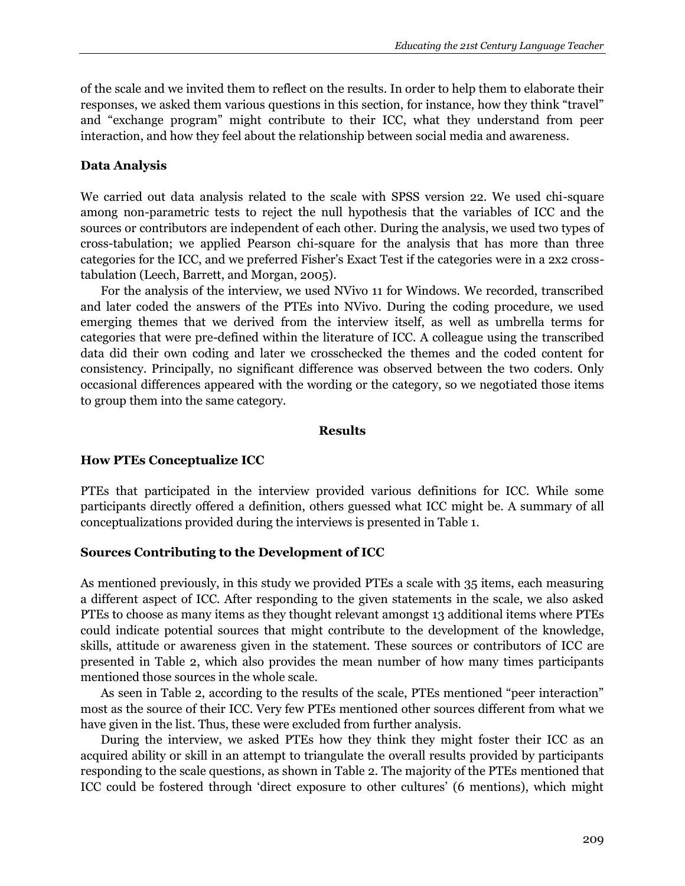of the scale and we invited them to reflect on the results. In order to help them to elaborate their responses, we asked them various questions in this section, for instance, how they think "travel" and "exchange program" might contribute to their ICC, what they understand from peer interaction, and how they feel about the relationship between social media and awareness.

### Data Analysis

We carried out data analysis related to the scale with SPSS version 22. We used chi-square among non-parametric tests to reject the null hypothesis that the variables of ICC and the sources or contributors are independent of each other. During the analysis, we used two types of cross-tabulation; we applied Pearson chi-square for the analysis that has more than three categories for the ICC, and we preferred Fisher's Exact Test if the categories were in a 2x2 cross-tabulation (Leech, Barrett, and Morgan, 2005).

For the analysis of the interview, we used NVivo 11 for Windows. We recorded, transcribed and later coded the answers of the PTEs into NVivo. During the coding procedure, we used emerging themes that we derived from the interview itself, as well as umbrella terms for categories that were pre-defined within the literature of ICC. A colleague using the transcribed data did their own coding and later we crosschecked the themes and the coded content for consistency. Principally, no significant difference was observed between the two coders. Only occasional differences appeared with the wording or the category, so we negotiated those items to group them into the same category.

## Results

### How PTEs Conceptualize ICC

PTEs that participated in the interview provided various definitions for ICC. While some participants directly offered a definition, others guessed what ICC might be. A summary of all conceptualizations provided during the interviews is presented in Table 1.

### Sources Contributing to the Development of ICC

As mentioned previously, in this study we provided PTEs a scale with 35 items, each measuring a different aspect of ICC. After responding to the given statements in the scale, we also asked PTEs to choose as many items as they thought relevant amongst 13 additional items where PTEs could indicate potential sources that might contribute to the development of the knowledge, skills, attitude or awareness given in the statement. These sources or contributors of ICC are presented in Table 2, which also provides the mean number of how many times participants mentioned those sources in the whole scale.

As seen in Table 2, according to the results of the scale, PTEs mentioned "peer interaction" most as the source of their ICC. Very few PTEs mentioned other sources different from what we have given in the list. Thus, these were excluded from further analysis.

During the interview, we asked PTEs how they think they might foster their ICC as an acquired ability or skill in an attempt to triangulate the overall results provided by participants responding to the scale questions, as shown in Table 2. The majority of the PTEs mentioned that ICC could be fostered through 'direct exposure to other cultures' (6 mentions), which might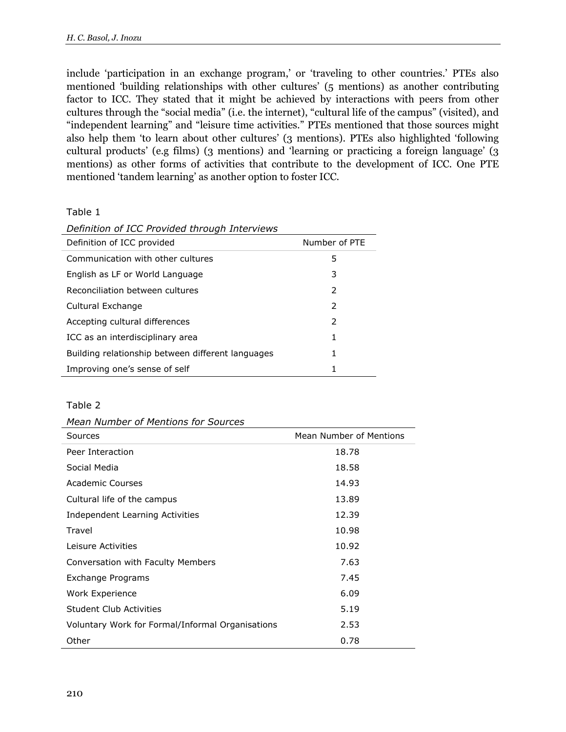include ‘participation in an exchange program,’ or ‘traveling to other countries.’ PTEs also mentioned ‘building relationships with other cultures’ (5 mentions) as another contributing factor to ICC. They stated that it might be achieved by interactions with peers from other cultures through the “social media” (i.e. the internet), “cultural life of the campus” (visited), and “independent learning” and “leisure time activities.” PTEs mentioned that those sources might also help them ‘to learn about other cultures’ (3 mentions). PTEs also highlighted ‘following cultural products’ (e.g films) (3 mentions) and ‘learning or practicing a foreign language’ (3 mentions) as other forms of activities that contribute to the development of ICC. One PTE mentioned ‘tandem learning’ as another option to foster ICC.

Table 1

*Definition of ICC Provided through Interviews*

| Definition of ICC provided | Number of PTE |
|---|---|
| Communication with other cultures | 5 |
| English as LF or World Language | 3 |
| Reconciliation between cultures | 2 |
| Cultural Exchange | 2 |
| Accepting cultural differences | 2 |
| ICC as an interdisciplinary area | 1 |
| Building relationship between different languages | 1 |
| Improving one’s sense of self | 1 |

Table 2

*Mean Number of Mentions for Sources*

| Sources | Mean Number of Mentions |
|---|---|
| Peer Interaction | 18.78 |
| Social Media | 18.58 |
| Academic Courses | 14.93 |
| Cultural life of the campus | 13.89 |
| Independent Learning Activities | 12.39 |
| Travel | 10.98 |
| Leisure Activities | 10.92 |
| Conversation with Faculty Members | 7.63 |
| Exchange Programs | 7.45 |
| Work Experience | 6.09 |
| Student Club Activities | 5.19 |
| Voluntary Work for Formal/Informal Organisations | 2.53 |
| Other | 0.78 |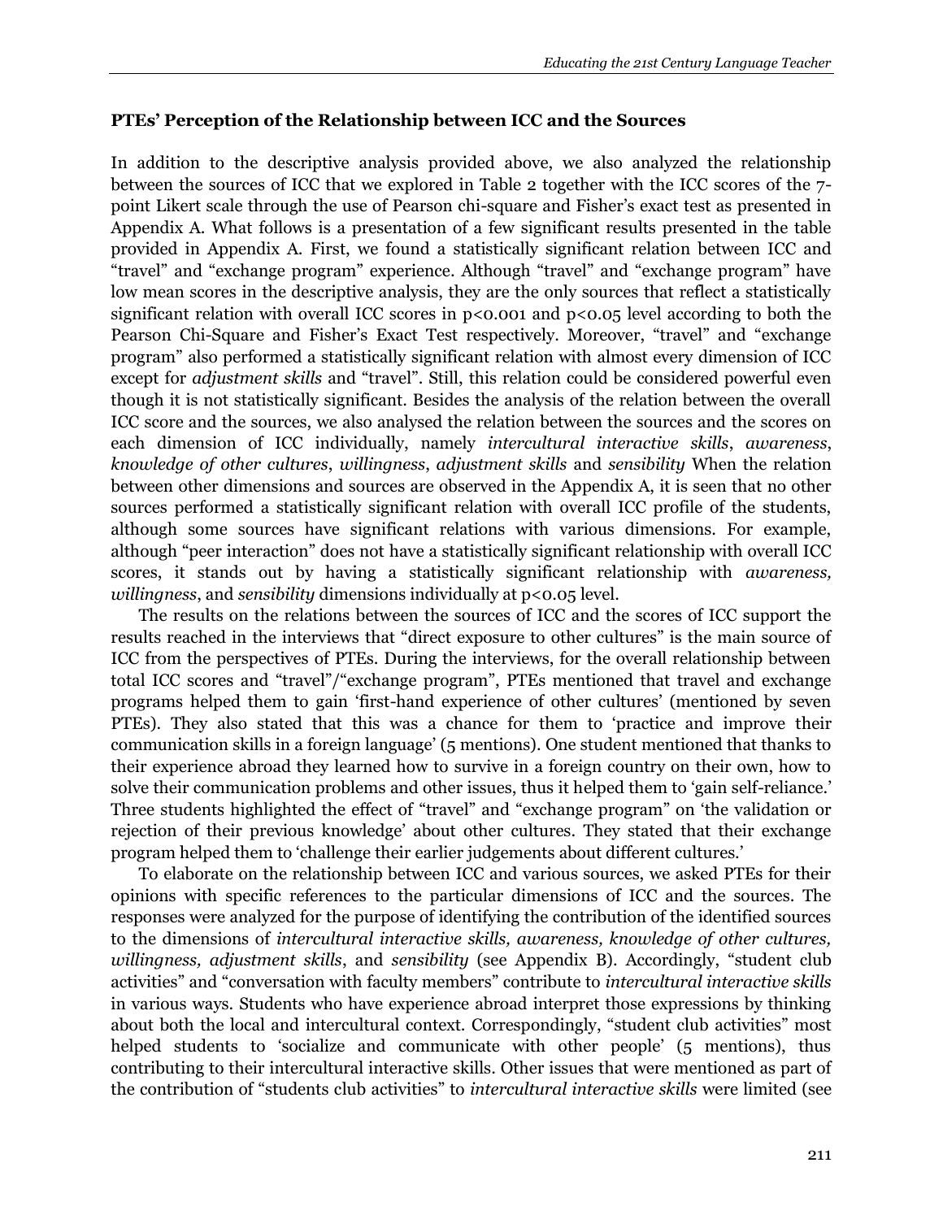### PTEs' Perception of the Relationship between ICC and the Sources

In addition to the descriptive analysis provided above, we also analyzed the relationship between the sources of ICC that we explored in Table 2 together with the ICC scores of the 7-point Likert scale through the use of Pearson chi-square and Fisher's exact test as presented in Appendix A. What follows is a presentation of a few significant results presented in the table provided in Appendix A. First, we found a statistically significant relation between ICC and "travel" and "exchange program" experience. Although "travel" and "exchange program" have low mean scores in the descriptive analysis, they are the only sources that reflect a statistically significant relation with overall ICC scores in $p<0.001$ and $p<0.05$ level according to both the Pearson Chi-Square and Fisher's Exact Test respectively. Moreover, "travel" and "exchange program" also performed a statistically significant relation with almost every dimension of ICC except for *adjustment skills* and "travel". Still, this relation could be considered powerful even though it is not statistically significant. Besides the analysis of the relation between the overall ICC score and the sources, we also analysed the relation between the sources and the scores on each dimension of ICC individually, namely *intercultural interactive skills*, *awareness*, *knowledge of other cultures*, *willingness*, *adjustment skills* and *sensibility* When the relation between other dimensions and sources are observed in the Appendix A, it is seen that no other sources performed a statistically significant relation with overall ICC profile of the students, although some sources have significant relations with various dimensions. For example, although "peer interaction" does not have a statistically significant relationship with overall ICC scores, it stands out by having a statistically significant relationship with *awareness, willingness*, and *sensibility* dimensions individually at $p<0.05$ level.

The results on the relations between the sources of ICC and the scores of ICC support the results reached in the interviews that "direct exposure to other cultures" is the main source of ICC from the perspectives of PTEs. During the interviews, for the overall relationship between total ICC scores and "travel"/"exchange program", PTEs mentioned that travel and exchange programs helped them to gain 'first-hand experience of other cultures' (mentioned by seven PTEs). They also stated that this was a chance for them to 'practice and improve their communication skills in a foreign language' (5 mentions). One student mentioned that thanks to their experience abroad they learned how to survive in a foreign country on their own, how to solve their communication problems and other issues, thus it helped them to 'gain self-reliance.' Three students highlighted the effect of "travel" and "exchange program" on 'the validation or rejection of their previous knowledge' about other cultures. They stated that their exchange program helped them to 'challenge their earlier judgements about different cultures.'

To elaborate on the relationship between ICC and various sources, we asked PTEs for their opinions with specific references to the particular dimensions of ICC and the sources. The responses were analyzed for the purpose of identifying the contribution of the identified sources to the dimensions of *intercultural interactive skills, awareness, knowledge of other cultures, willingness, adjustment skills*, and *sensibility* (see Appendix B). Accordingly, "student club activities" and "conversation with faculty members" contribute to *intercultural interactive skills* in various ways. Students who have experience abroad interpret those expressions by thinking about both the local and intercultural context. Correspondingly, "student club activities" most helped students to 'socialize and communicate with other people' (5 mentions), thus contributing to their intercultural interactive skills. Other issues that were mentioned as part of the contribution of "students club activities" to *intercultural interactive skills* were limited (see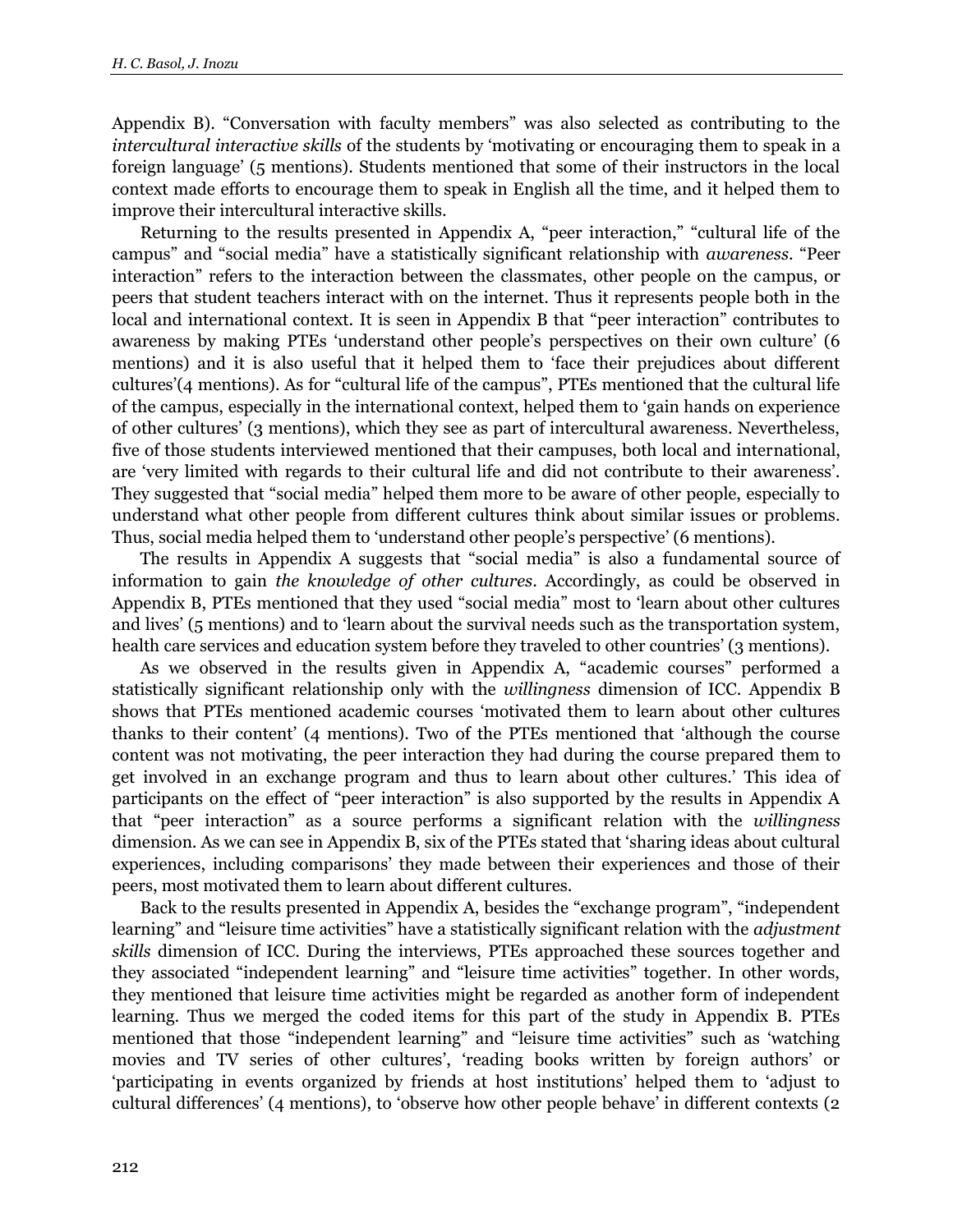Appendix B). “Conversation with faculty members” was also selected as contributing to the *intercultural interactive skills* of the students by ‘motivating or encouraging them to speak in a foreign language’ (5 mentions). Students mentioned that some of their instructors in the local context made efforts to encourage them to speak in English all the time, and it helped them to improve their intercultural interactive skills.

Returning to the results presented in Appendix A, “peer interaction,” “cultural life of the campus” and “social media” have a statistically significant relationship with *awareness*. “Peer interaction” refers to the interaction between the classmates, other people on the campus, or peers that student teachers interact with on the internet. Thus it represents people both in the local and international context. It is seen in Appendix B that “peer interaction” contributes to awareness by making PTEs ‘understand other people’s perspectives on their own culture’ (6 mentions) and it is also useful that it helped them to ‘face their prejudices about different cultures’(4 mentions). As for “cultural life of the campus”, PTEs mentioned that the cultural life of the campus, especially in the international context, helped them to ‘gain hands on experience of other cultures’ (3 mentions), which they see as part of intercultural awareness. Nevertheless, five of those students interviewed mentioned that their campuses, both local and international, are ‘very limited with regards to their cultural life and did not contribute to their awareness’. They suggested that “social media” helped them more to be aware of other people, especially to understand what other people from different cultures think about similar issues or problems. Thus, social media helped them to ‘understand other people’s perspective’ (6 mentions).

The results in Appendix A suggests that “social media” is also a fundamental source of information to gain *the knowledge of other cultures*. Accordingly, as could be observed in Appendix B, PTEs mentioned that they used “social media” most to ‘learn about other cultures and lives’ (5 mentions) and to ‘learn about the survival needs such as the transportation system, health care services and education system before they traveled to other countries’ (3 mentions).

As we observed in the results given in Appendix A, “academic courses” performed a statistically significant relationship only with the *willingness* dimension of ICC. Appendix B shows that PTEs mentioned academic courses ‘motivated them to learn about other cultures thanks to their content’ (4 mentions). Two of the PTEs mentioned that ‘although the course content was not motivating, the peer interaction they had during the course prepared them to get involved in an exchange program and thus to learn about other cultures.’ This idea of participants on the effect of “peer interaction” is also supported by the results in Appendix A that “peer interaction” as a source performs a significant relation with the *willingness* dimension. As we can see in Appendix B, six of the PTEs stated that ‘sharing ideas about cultural experiences, including comparisons’ they made between their experiences and those of their peers, most motivated them to learn about different cultures.

Back to the results presented in Appendix A, besides the “exchange program”, “independent learning” and “leisure time activities” have a statistically significant relation with the *adjustment skills* dimension of ICC. During the interviews, PTEs approached these sources together and they associated “independent learning” and “leisure time activities” together. In other words, they mentioned that leisure time activities might be regarded as another form of independent learning. Thus we merged the coded items for this part of the study in Appendix B. PTEs mentioned that those “independent learning” and “leisure time activities” such as ‘watching movies and TV series of other cultures’, ‘reading books written by foreign authors’ or ‘participating in events organized by friends at host institutions’ helped them to ‘adjust to cultural differences’ (4 mentions), to ‘observe how other people behave’ in different contexts (2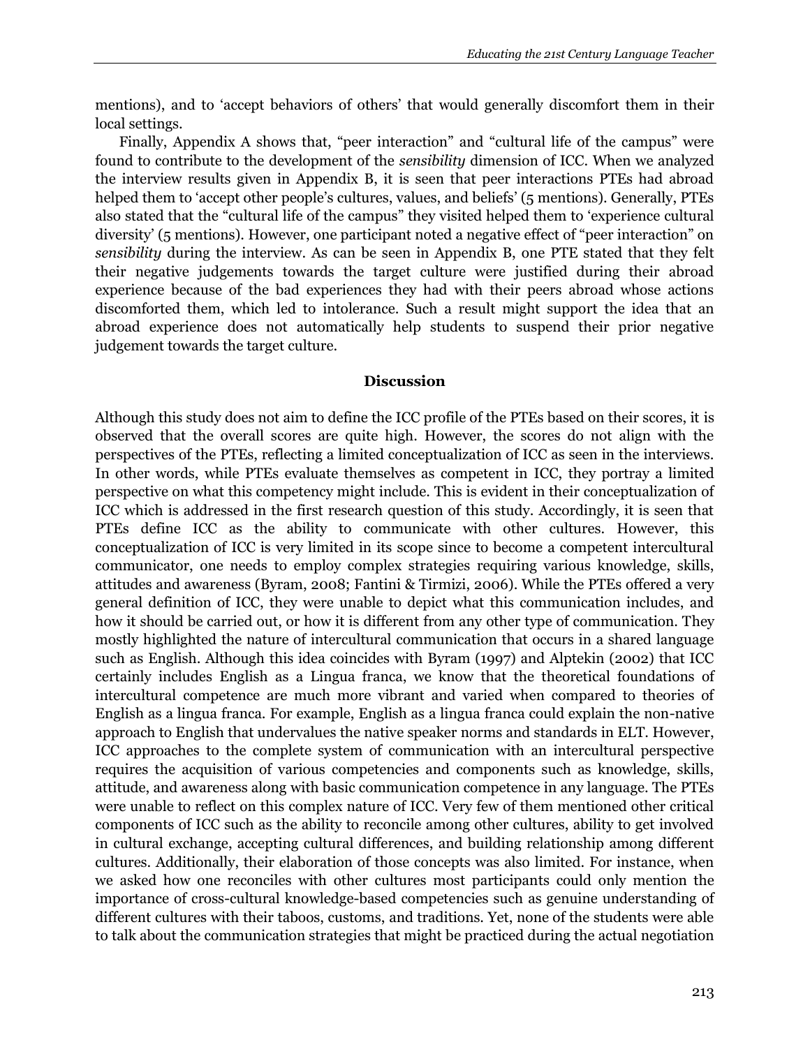mentions), and to 'accept behaviors of others' that would generally discomfort them in their local settings.

Finally, Appendix A shows that, "peer interaction" and "cultural life of the campus" were found to contribute to the development of the *sensibility* dimension of ICC. When we analyzed the interview results given in Appendix B, it is seen that peer interactions PTEs had abroad helped them to 'accept other people's cultures, values, and beliefs' (5 mentions). Generally, PTEs also stated that the "cultural life of the campus" they visited helped them to 'experience cultural diversity' (5 mentions). However, one participant noted a negative effect of "peer interaction" on *sensibility* during the interview. As can be seen in Appendix B, one PTE stated that they felt their negative judgements towards the target culture were justified during their abroad experience because of the bad experiences they had with their peers abroad whose actions discomforted them, which led to intolerance. Such a result might support the idea that an abroad experience does not automatically help students to suspend their prior negative judgement towards the target culture.

## Discussion

Although this study does not aim to define the ICC profile of the PTEs based on their scores, it is observed that the overall scores are quite high. However, the scores do not align with the perspectives of the PTEs, reflecting a limited conceptualization of ICC as seen in the interviews. In other words, while PTEs evaluate themselves as competent in ICC, they portray a limited perspective on what this competency might include. This is evident in their conceptualization of ICC which is addressed in the first research question of this study. Accordingly, it is seen that PTEs define ICC as the ability to communicate with other cultures. However, this conceptualization of ICC is very limited in its scope since to become a competent intercultural communicator, one needs to employ complex strategies requiring various knowledge, skills, attitudes and awareness (Byram, 2008; Fantini & Tirmizi, 2006). While the PTEs offered a very general definition of ICC, they were unable to depict what this communication includes, and how it should be carried out, or how it is different from any other type of communication. They mostly highlighted the nature of intercultural communication that occurs in a shared language such as English. Although this idea coincides with Byram (1997) and Alptekin (2002) that ICC certainly includes English as a Lingua franca, we know that the theoretical foundations of intercultural competence are much more vibrant and varied when compared to theories of English as a lingua franca. For example, English as a lingua franca could explain the non-native approach to English that undervalues the native speaker norms and standards in ELT. However, ICC approaches to the complete system of communication with an intercultural perspective requires the acquisition of various competencies and components such as knowledge, skills, attitude, and awareness along with basic communication competence in any language. The PTEs were unable to reflect on this complex nature of ICC. Very few of them mentioned other critical components of ICC such as the ability to reconcile among other cultures, ability to get involved in cultural exchange, accepting cultural differences, and building relationship among different cultures. Additionally, their elaboration of those concepts was also limited. For instance, when we asked how one reconciles with other cultures most participants could only mention the importance of cross-cultural knowledge-based competencies such as genuine understanding of different cultures with their taboos, customs, and traditions. Yet, none of the students were able to talk about the communication strategies that might be practiced during the actual negotiation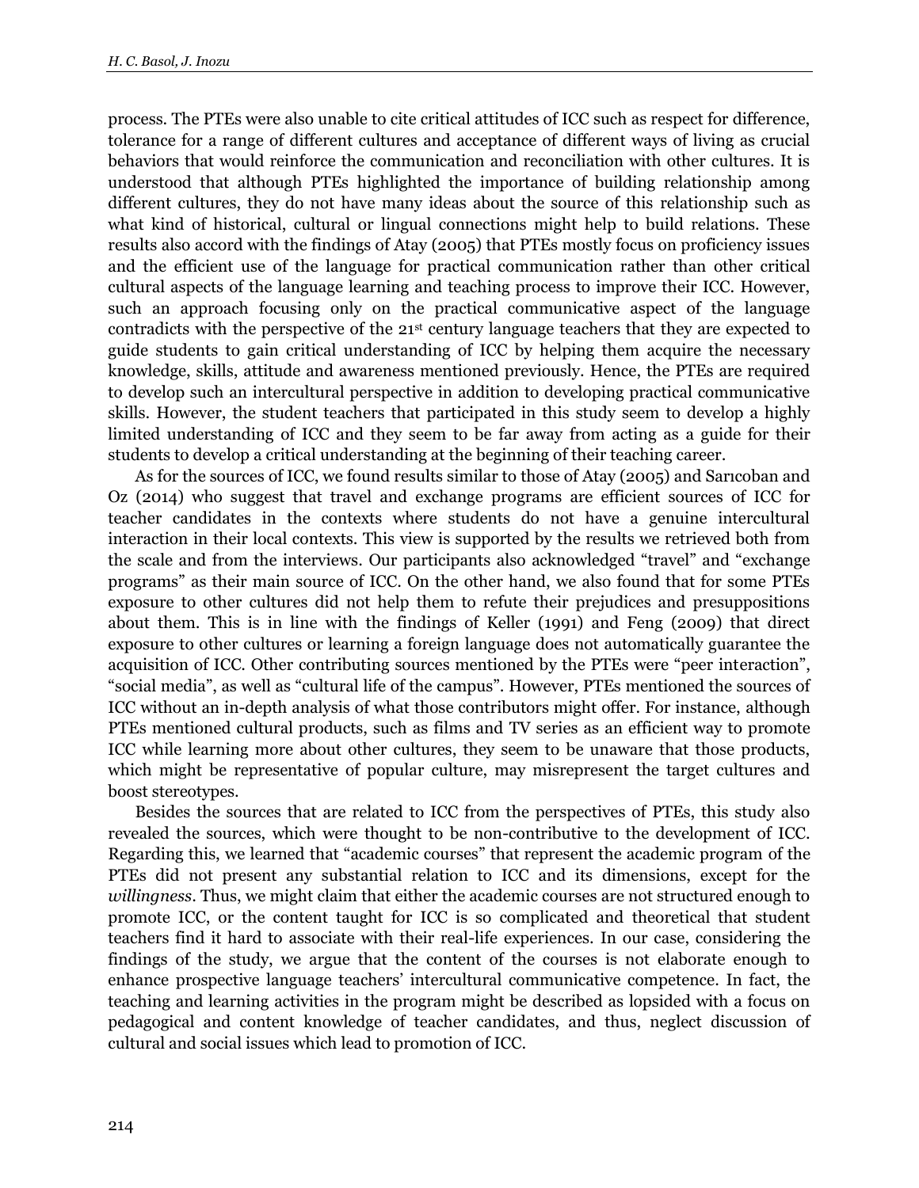process. The PTEs were also unable to cite critical attitudes of ICC such as respect for difference, tolerance for a range of different cultures and acceptance of different ways of living as crucial behaviors that would reinforce the communication and reconciliation with other cultures. It is understood that although PTEs highlighted the importance of building relationship among different cultures, they do not have many ideas about the source of this relationship such as what kind of historical, cultural or lingual connections might help to build relations. These results also accord with the findings of Atay (2005) that PTEs mostly focus on proficiency issues and the efficient use of the language for practical communication rather than other critical cultural aspects of the language learning and teaching process to improve their ICC. However, such an approach focusing only on the practical communicative aspect of the language contradicts with the perspective of the 21st century language teachers that they are expected to guide students to gain critical understanding of ICC by helping them acquire the necessary knowledge, skills, attitude and awareness mentioned previously. Hence, the PTEs are required to develop such an intercultural perspective in addition to developing practical communicative skills. However, the student teachers that participated in this study seem to develop a highly limited understanding of ICC and they seem to be far away from acting as a guide for their students to develop a critical understanding at the beginning of their teaching career.

As for the sources of ICC, we found results similar to those of Atay (2005) and Sarıcoban and Oz (2014) who suggest that travel and exchange programs are efficient sources of ICC for teacher candidates in the contexts where students do not have a genuine intercultural interaction in their local contexts. This view is supported by the results we retrieved both from the scale and from the interviews. Our participants also acknowledged "travel" and "exchange programs" as their main source of ICC. On the other hand, we also found that for some PTEs exposure to other cultures did not help them to refute their prejudices and presuppositions about them. This is in line with the findings of Keller (1991) and Feng (2009) that direct exposure to other cultures or learning a foreign language does not automatically guarantee the acquisition of ICC. Other contributing sources mentioned by the PTEs were "peer interaction", "social media", as well as "cultural life of the campus". However, PTEs mentioned the sources of ICC without an in-depth analysis of what those contributors might offer. For instance, although PTEs mentioned cultural products, such as films and TV series as an efficient way to promote ICC while learning more about other cultures, they seem to be unaware that those products, which might be representative of popular culture, may misrepresent the target cultures and boost stereotypes.

Besides the sources that are related to ICC from the perspectives of PTEs, this study also revealed the sources, which were thought to be non-contributive to the development of ICC. Regarding this, we learned that "academic courses" that represent the academic program of the PTEs did not present any substantial relation to ICC and its dimensions, except for the *willingness*. Thus, we might claim that either the academic courses are not structured enough to promote ICC, or the content taught for ICC is so complicated and theoretical that student teachers find it hard to associate with their real-life experiences. In our case, considering the findings of the study, we argue that the content of the courses is not elaborate enough to enhance prospective language teachers' intercultural communicative competence. In fact, the teaching and learning activities in the program might be described as lopsided with a focus on pedagogical and content knowledge of teacher candidates, and thus, neglect discussion of cultural and social issues which lead to promotion of ICC.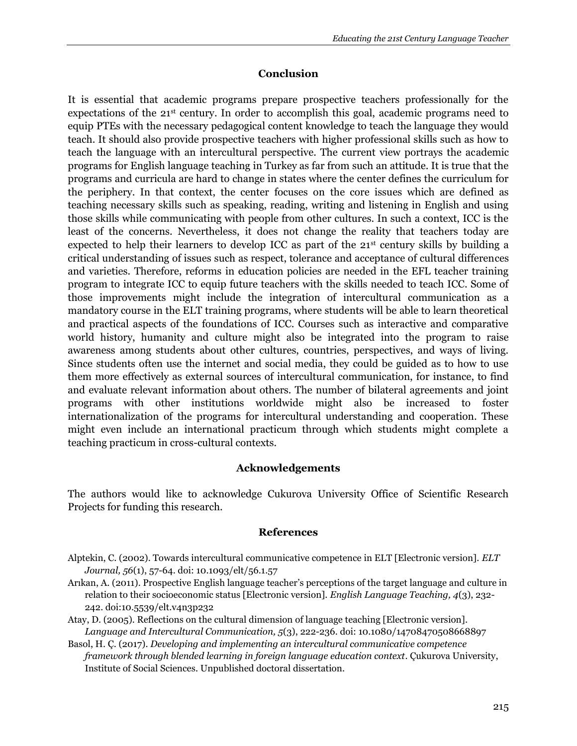## Conclusion

It is essential that academic programs prepare prospective teachers professionally for the expectations of the 21st century. In order to accomplish this goal, academic programs need to equip PTEs with the necessary pedagogical content knowledge to teach the language they would teach. It should also provide prospective teachers with higher professional skills such as how to teach the language with an intercultural perspective. The current view portrays the academic programs for English language teaching in Turkey as far from such an attitude. It is true that the programs and curricula are hard to change in states where the center defines the curriculum for the periphery. In that context, the center focuses on the core issues which are defined as teaching necessary skills such as speaking, reading, writing and listening in English and using those skills while communicating with people from other cultures. In such a context, ICC is the least of the concerns. Nevertheless, it does not change the reality that teachers today are expected to help their learners to develop ICC as part of the 21st century skills by building a critical understanding of issues such as respect, tolerance and acceptance of cultural differences and varieties. Therefore, reforms in education policies are needed in the EFL teacher training program to integrate ICC to equip future teachers with the skills needed to teach ICC. Some of those improvements might include the integration of intercultural communication as a mandatory course in the ELT training programs, where students will be able to learn theoretical and practical aspects of the foundations of ICC. Courses such as interactive and comparative world history, humanity and culture might also be integrated into the program to raise awareness among students about other cultures, countries, perspectives, and ways of living. Since students often use the internet and social media, they could be guided as to how to use them more effectively as external sources of intercultural communication, for instance, to find and evaluate relevant information about others. The number of bilateral agreements and joint programs with other institutions worldwide might also be increased to foster internationalization of the programs for intercultural understanding and cooperation. These might even include an international practicum through which students might complete a teaching practicum in cross-cultural contexts.

## Acknowledgements

The authors would like to acknowledge Cukurova University Office of Scientific Research Projects for funding this research.

## References

Alptekin, C. (2002). Towards intercultural communicative competence in ELT [Electronic version]. *ELT Journal, 56*(1), 57-64. doi: 10.1093/elt/56.1.57

Arıkan, A. (2011). Prospective English language teacher's perceptions of the target language and culture in relation to their socioeconomic status [Electronic version]. *English Language Teaching, 4*(3), 232-242. doi:10.5539/elt.v4n3p232

Atay, D. (2005). Reflections on the cultural dimension of language teaching [Electronic version]. *Language and Intercultural Communication, 5*(3), 222-236. doi: 10.1080/14708470508668897

Basol, H. Ç. (2017). *Developing and implementing an intercultural communicative competence framework through blended learning in foreign language education context*. Çukurova University, Institute of Social Sciences. Unpublished doctoral dissertation.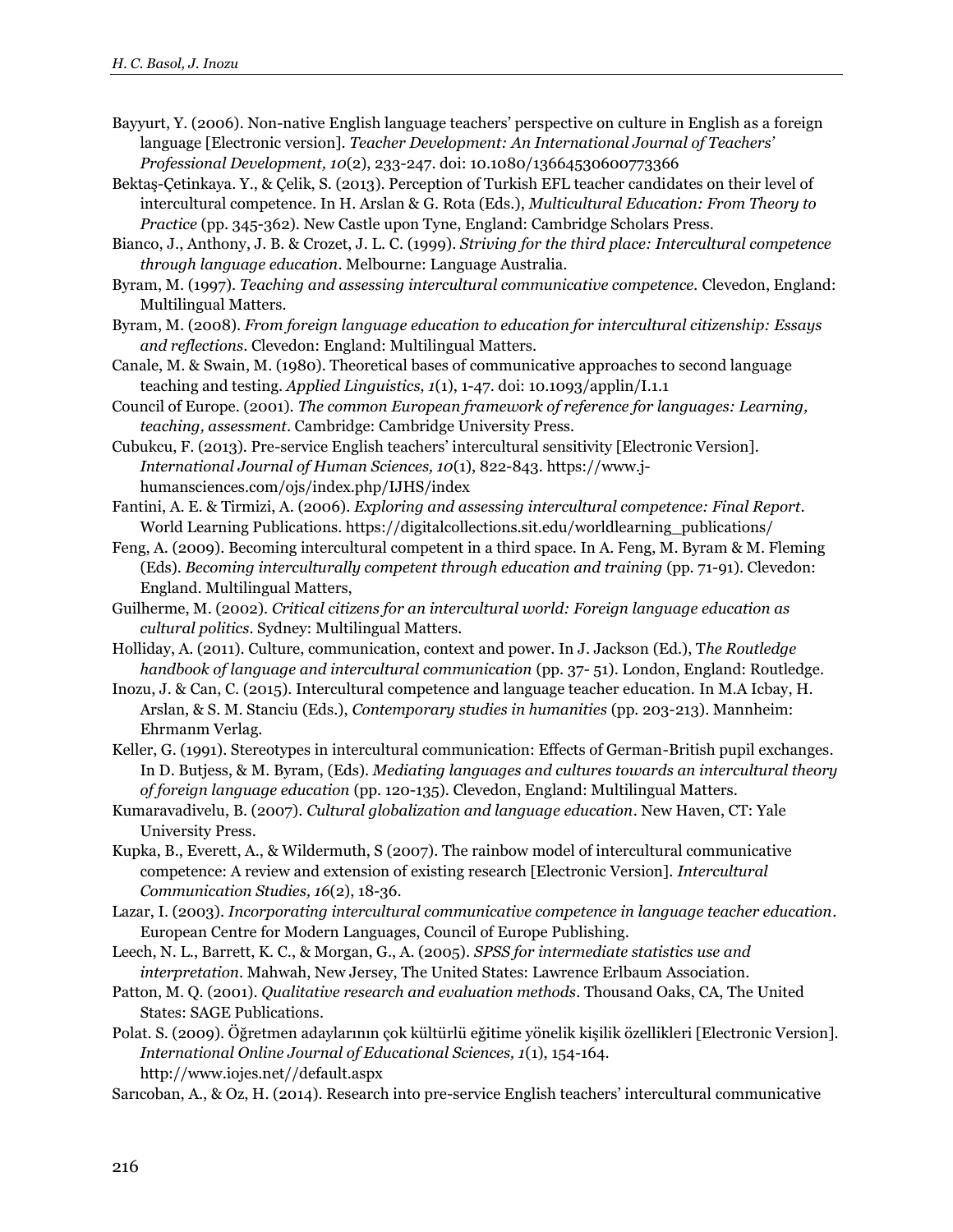Bayyurt, Y. (2006). Non-native English language teachers' perspective on culture in English as a foreign language [Electronic version]. *Teacher Development: An International Journal of Teachers' Professional Development, 10*(2), 233-247. doi: 10.1080/13664530600773366

Bektaş-Çetinkaya. Y., & Çelik, S. (2013). Perception of Turkish EFL teacher candidates on their level of intercultural competence. In H. Arslan & G. Rota (Eds.), *Multicultural Education: From Theory to Practice* (pp. 345-362). New Castle upon Tyne, England: Cambridge Scholars Press.

Bianco, J., Anthony, J. B. & Crozet, J. L. C. (1999). *Striving for the third place: Intercultural competence through language education*. Melbourne: Language Australia.

Byram, M. (1997). *Teaching and assessing intercultural communicative competence.* Clevedon, England: Multilingual Matters.

Byram, M. (2008). *From foreign language education to education for intercultural citizenship: Essays and reflections*. Clevedon: England: Multilingual Matters.

Canale, M. & Swain, M. (1980). Theoretical bases of communicative approaches to second language teaching and testing. *Applied Linguistics, 1*(1), 1-47. doi: 10.1093/applin/I.1.1

Council of Europe. (2001). *The common European framework of reference for languages: Learning, teaching, assessment*. Cambridge: Cambridge University Press.

Cubukcu, F. (2013). Pre-service English teachers' intercultural sensitivity [Electronic Version]. *International Journal of Human Sciences, 10*(1), 822-843. https://www.j-humansciences.com/ojs/index.php/IJHS/index

Fantini, A. E. & Tirmizi, A. (2006). *Exploring and assessing intercultural competence: Final Report*. World Learning Publications. https://digitalcollections.sit.edu/worldlearning_publications/

Feng, A. (2009). Becoming intercultural competent in a third space. In A. Feng, M. Byram & M. Fleming (Eds). *Becoming interculturally competent through education and training* (pp. 71-91). Clevedon: England. Multilingual Matters,

Guilherme, M. (2002). *Critical citizens for an intercultural world: Foreign language education as cultural politics*. Sydney: Multilingual Matters.

Holliday, A. (2011). Culture, communication, context and power. In J. Jackson (Ed.), T*he Routledge handbook of language and intercultural communication* (pp. 37- 51). London, England: Routledge.

Inozu, J. & Can, C. (2015). Intercultural competence and language teacher education. In M.A Icbay, H. Arslan, & S. M. Stanciu (Eds.), *Contemporary studies in humanities* (pp. 203-213). Mannheim: Ehrmanm Verlag.

Keller, G. (1991). Stereotypes in intercultural communication: Effects of German-British pupil exchanges. In D. Butjess, & M. Byram, (Eds). *Mediating languages and cultures towards an intercultural theory of foreign language education* (pp. 120-135). Clevedon, England: Multilingual Matters.

Kumaravadivelu, B. (2007). *Cultural globalization and language education*. New Haven, CT: Yale University Press.

Kupka, B., Everett, A., & Wildermuth, S (2007). The rainbow model of intercultural communicative competence: A review and extension of existing research [Electronic Version]. *Intercultural Communication Studies, 16*(2), 18-36.

Lazar, I. (2003). *Incorporating intercultural communicative competence in language teacher education*. European Centre for Modern Languages, Council of Europe Publishing.

Leech, N. L., Barrett, K. C., & Morgan, G., A. (2005). *SPSS for intermediate statistics use and interpretation*. Mahwah, New Jersey, The United States: Lawrence Erlbaum Association.

Patton, M. Q. (2001). *Qualitative research and evaluation methods*. Thousand Oaks, CA, The United States: SAGE Publications.

Polat. S. (2009). Öğretmen adaylarının çok kültürlü eğitime yönelik kişilik özellikleri [Electronic Version]. *International Online Journal of Educational Sciences, 1*(1), 154-164. http://www.iojes.net//default.aspx

Sarıcoban, A., & Oz, H. (2014). Research into pre-service English teachers' intercultural communicative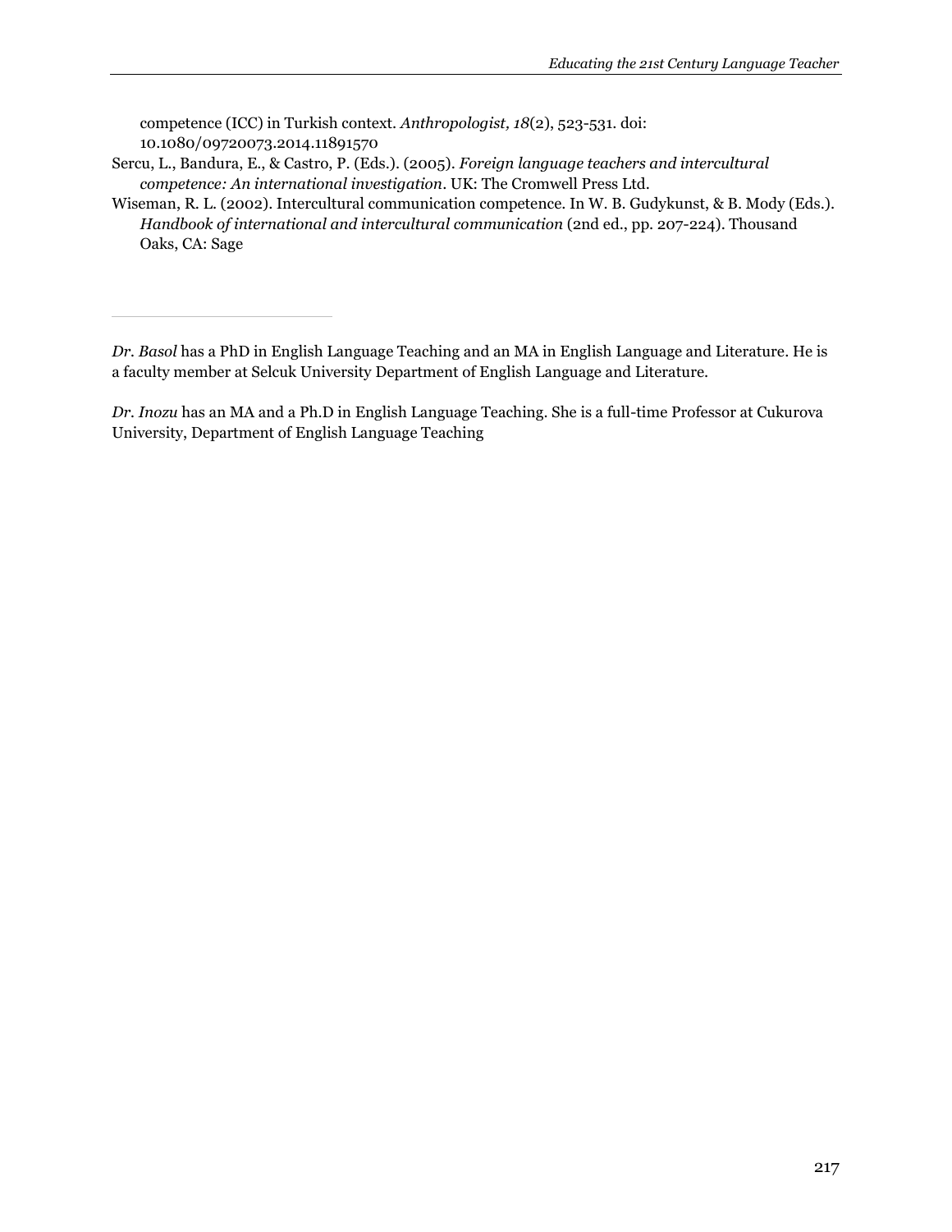competence (ICC) in Turkish context. *Anthropologist, 18*(2), 523-531. doi: 10.1080/09720073.2014.11891570

Sercu, L., Bandura, E., & Castro, P. (Eds.). (2005). *Foreign language teachers and intercultural competence: An international investigation*. UK: The Cromwell Press Ltd.

Wiseman, R. L. (2002). Intercultural communication competence. In W. B. Gudykunst, & B. Mody (Eds.). *Handbook of international and intercultural communication* (2nd ed., pp. 207-224). Thousand Oaks, CA: Sage

---

*Dr. Basol* has a PhD in English Language Teaching and an MA in English Language and Literature. He is a faculty member at Selcuk University Department of English Language and Literature.

*Dr. Inozu* has an MA and a Ph.D in English Language Teaching. She is a full-time Professor at Cukurova University, Department of English Language Teaching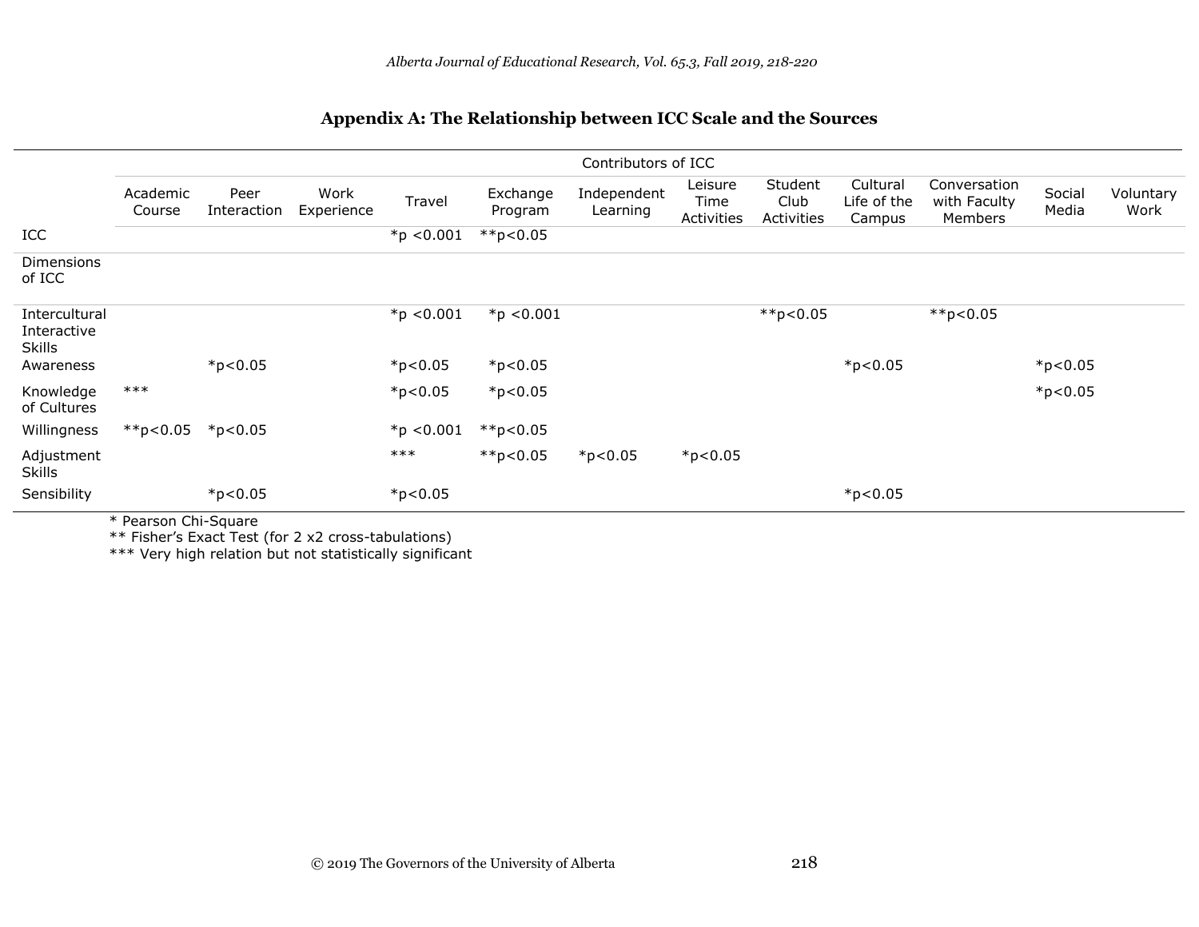## Appendix A: The Relationship between ICC Scale and the Sources

| | Contributors of ICC | | | | | | | | | | | |
|---|---|---|---|---|---|---|---|---|---|---|---|---|
| | Academic Course | Peer Interaction | Work Experience | Travel | Exchange Program | Independent Learning | Leisure Time Activities | Student Club Activities | Cultural Life of the Campus | Conversation with Faculty Members | Social Media | Voluntary Work |
| ICC | | | | *p <0.001 | **p<0.05 | | | | | | | |
| Dimensions of ICC | | | | | | | | | | | | |
| Intercultural Interactive Skills | | | | *p <0.001 | *p <0.001 | | | **p<0.05 | | **p<0.05 | | |
| Awareness | | *p<0.05 | | *p<0.05 | *p<0.05 | | | | *p<0.05 | | *p<0.05 | |
| Knowledge of Cultures | *** | | | *p<0.05 | *p<0.05 | | | | | | *p<0.05 | |
| Willingness | **p<0.05 | *p<0.05 | | *p <0.001 | **p<0.05 | | | | | | | |
| Adjustment Skills | | | | *** | **p<0.05 | *p<0.05 | *p<0.05 | | | | | |
| Sensibility | | *p<0.05 | | *p<0.05 | | | | | *p<0.05 | | | |

* Pearson Chi-Square
** Fisher's Exact Test (for 2 x2 cross-tabulations)
*** Very high relation but not statistically significant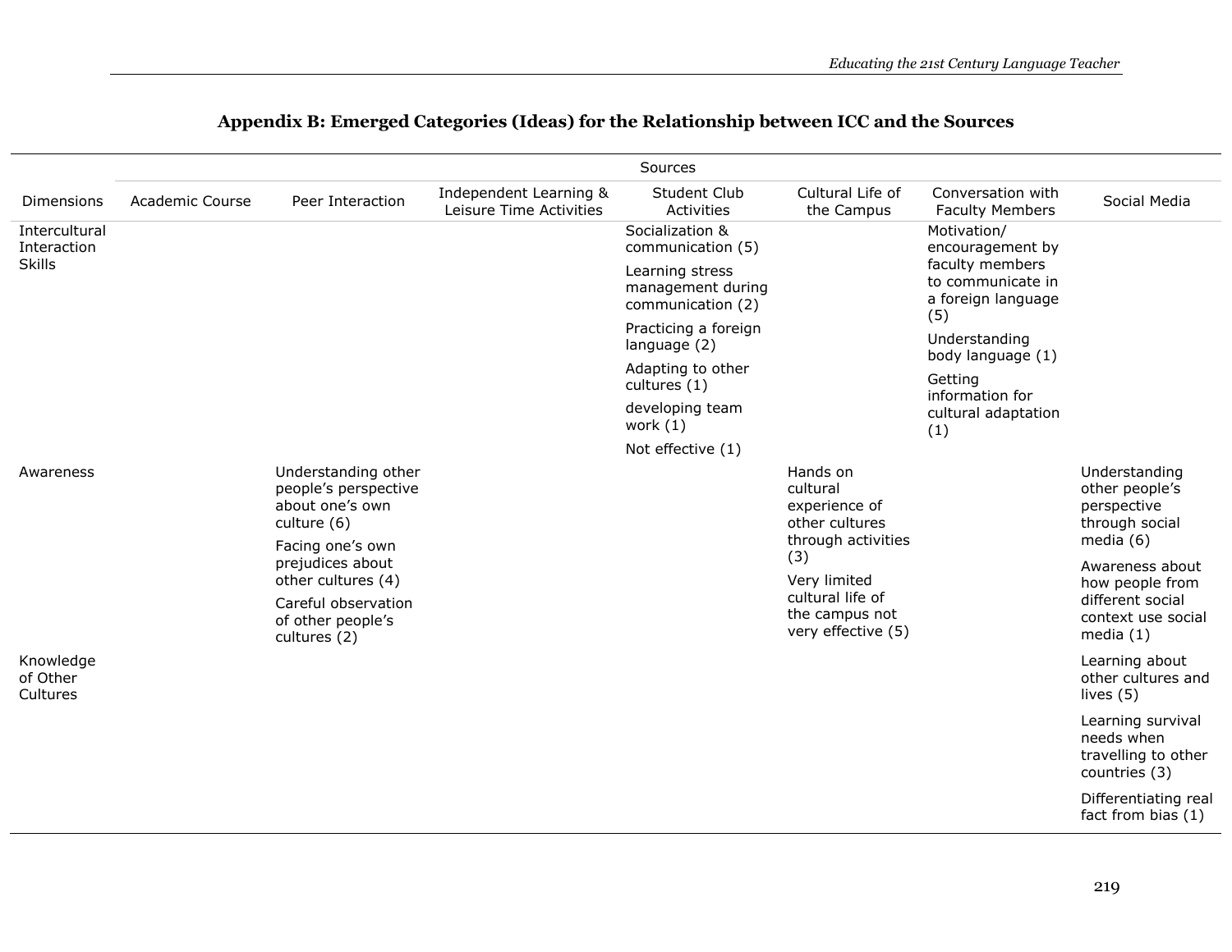## Appendix B: Emerged Categories (Ideas) for the Relationship between ICC and the Sources

| | Sources | | | | | | |
|---|---|---|---|---|---|---|---|
| Dimensions | Academic Course | Peer Interaction | Independent Learning & Leisure Time Activities | Student Club Activities | Cultural Life of the Campus | Conversation with Faculty Members | Social Media |
| Intercultural Interaction Skills | | | | Socialization & communication (5) | | Motivation/ encouragement by faculty members to communicate in a foreign language (5) | |
| | | | | Learning stress management during communication (2) | | Understanding body language (1) | |
| | | | | Practicing a foreign language (2) | | Getting information for cultural adaptation (1) | |
| | | | | Adapting to other cultures (1) | | | |
| | | | | developing team work (1) | | | |
| | | | | Not effective (1) | | | |
| Awareness | | Understanding other people's perspective about one's own culture (6) | | | Hands on cultural experience of other cultures through activities (3) | | Understanding other people's perspective through social media (6) |
| | | Facing one's own prejudices about other cultures (4) | | | Very limited cultural life of the campus not very effective (5) | | Awareness about how people from different social context use social media (1) |
| | | Careful observation of other people's cultures (2) | | | | | |
| Knowledge of Other Cultures | | | | | | | Learning about other cultures and lives (5) |
| | | | | | | | Learning survival needs when travelling to other countries (3) |
| | | | | | | | Differentiating real fact from bias (1) |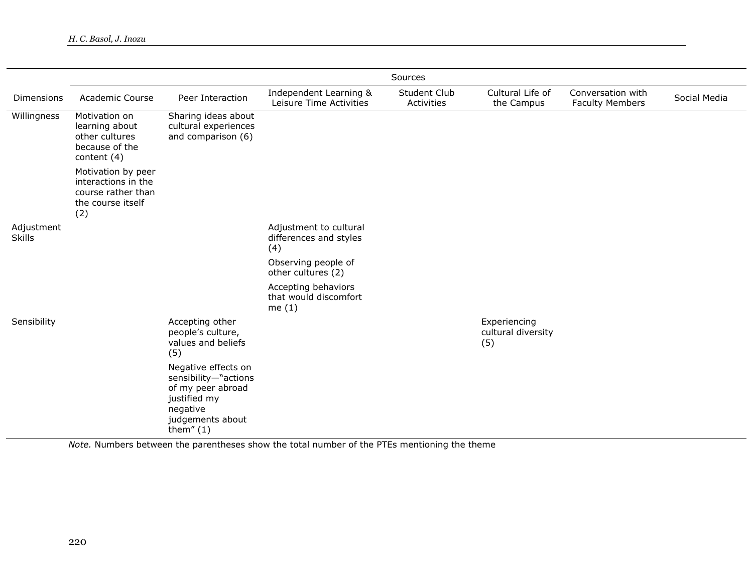| | Sources | | | | | | |
|---|---|---|---|---|---|---|---|
| Dimensions | Academic Course | Peer Interaction | Independent Learning & Leisure Time Activities | Student Club Activities | Cultural Life of the Campus | Conversation with Faculty Members | Social Media |
| Willingness | Motivation on learning about other cultures because of the content (4)<br>Motivation by peer interactions in the course rather than the course itself (2) | Sharing ideas about cultural experiences and comparison (6) | | | | | |
| Adjustment Skills | | | Adjustment to cultural differences and styles (4)<br>Observing people of other cultures (2)<br>Accepting behaviors that would discomfort me (1) | | | | |
| Sensibility | | Accepting other people's culture, values and beliefs (5)<br>Negative effects on sensibility—"actions of my peer abroad justified my negative judgements about them" (1) | | | Experiencing cultural diversity (5) | | |

*Note.* Numbers between the parentheses show the total number of the PTEs mentioning the theme